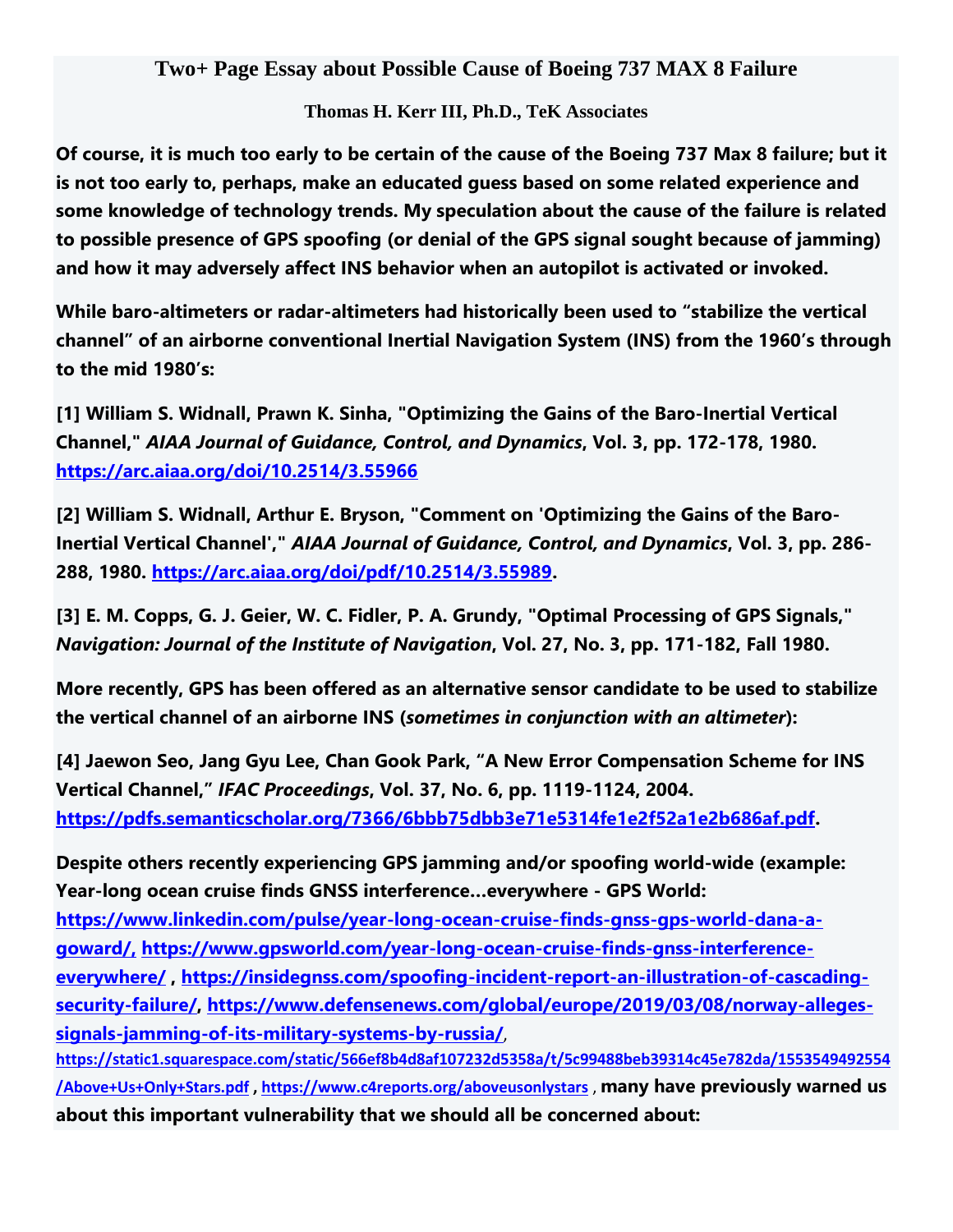# Two+ Page Essay about Possible Cause of Boeing 737 MAX 8 Failure

**Thomas H. Kerr III, Ph.D., TeK Associates**

**Of course, it is much too early to be certain of the cause of the Boeing 737 Max 8 failure; but it is not too early to, perhaps, make an educated guess based on some related experience and some knowledge of technology trends. My speculation about the cause of the failure is related to possible presence of GPS spoofing (or denial of the GPS signal sought because of jamming) and how it may adversely affect INS behavior when an autopilot is activated or invoked.**

**While baro-altimeters or radar-altimeters had historically been used to "stabilize the vertical channel" of an airborne conventional Inertial Navigation System (INS) from the 1960's through to the mid 1980's:**

**[1] William S. Widnall, Prawn K. Sinha, "Optimizing the Gains of the Baro-Inertial Vertical Channel,"** ***AIAA Journal of Guidance, Control, and Dynamics*****, Vol. 3, pp. 172-178, 1980. [https://arc.aiaa.org/doi/10.2514/3.55966](https://arc.aiaa.org/doi/10.2514/3.55966)**

**[2] William S. Widnall, Arthur E. Bryson, "Comment on 'Optimizing the Gains of the Baro-Inertial Vertical Channel'',"** ***AIAA Journal of Guidance, Control, and Dynamics*****, Vol. 3, pp. 286-288, 1980. [https://arc.aiaa.org/doi/pdf/10.2514/3.55989](https://arc.aiaa.org/doi/pdf/10.2514/3.55989).**

**[3] E. M. Copps, G. J. Geier, W. C. Fidler, P. A. Grundy, "Optimal Processing of GPS Signals,"** ***Navigation: Journal of the Institute of Navigation*****, Vol. 27, No. 3, pp. 171-182, Fall 1980.**

**More recently, GPS has been offered as an alternative sensor candidate to be used to stabilize the vertical channel of an airborne INS (*sometimes in conjunction with an altimeter*):**

**[4] Jaewon Seo, Jang Gyu Lee, Chan Gook Park, "A New Error Compensation Scheme for INS Vertical Channel,"** ***IFAC Proceedings*****, Vol. 37, No. 6, pp. 1119-1124, 2004. [https://pdfs.semanticscholar.org/7366/6bbb75dbb3e71e5314fe1e2f52a1e2b686af.pdf](https://pdfs.semanticscholar.org/7366/6bbb75dbb3e71e5314fe1e2f52a1e2b686af.pdf).**

**Despite others recently experiencing GPS jamming and/or spoofing world-wide (example: Year-long ocean cruise finds GNSS interference...everywhere - GPS World: [https://www.linkedin.com/pulse/year-long-ocean-cruise-finds-gnss-gps-world-dana-a-goward/](https://www.linkedin.com/pulse/year-long-ocean-cruise-finds-gnss-gps-world-dana-a-goward/), [https://www.gpsworld.com/year-long-ocean-cruise-finds-gnss-interference-everywhere/](https://www.gpsworld.com/year-long-ocean-cruise-finds-gnss-interference-everywhere/) , [https://insidegnss.com/spoofing-incident-report-an-illustration-of-cascading-security-failure/](https://insidegnss.com/spoofing-incident-report-an-illustration-of-cascading-security-failure/), [https://www.defensenews.com/global/europe/2019/03/08/norway-alleges-signals-jamming-of-its-military-systems-by-russia/](https://www.defensenews.com/global/europe/2019/03/08/norway-alleges-signals-jamming-of-its-military-systems-by-russia/), [https://static1.squarespace.com/static/566ef8b4d8af107232d5358a/t/5c99488beb39314c45e782da/1553549492554/Above+Us+Only+Stars.pdf](https://static1.squarespace.com/static/566ef8b4d8af107232d5358a/t/5c99488beb39314c45e782da/1553549492554/Above+Us+Only+Stars.pdf) , [https://www.c4reports.org/aboveusonlystars](https://www.c4reports.org/aboveusonlystars) , many have previously warned us about this important vulnerability that we should all be concerned about:**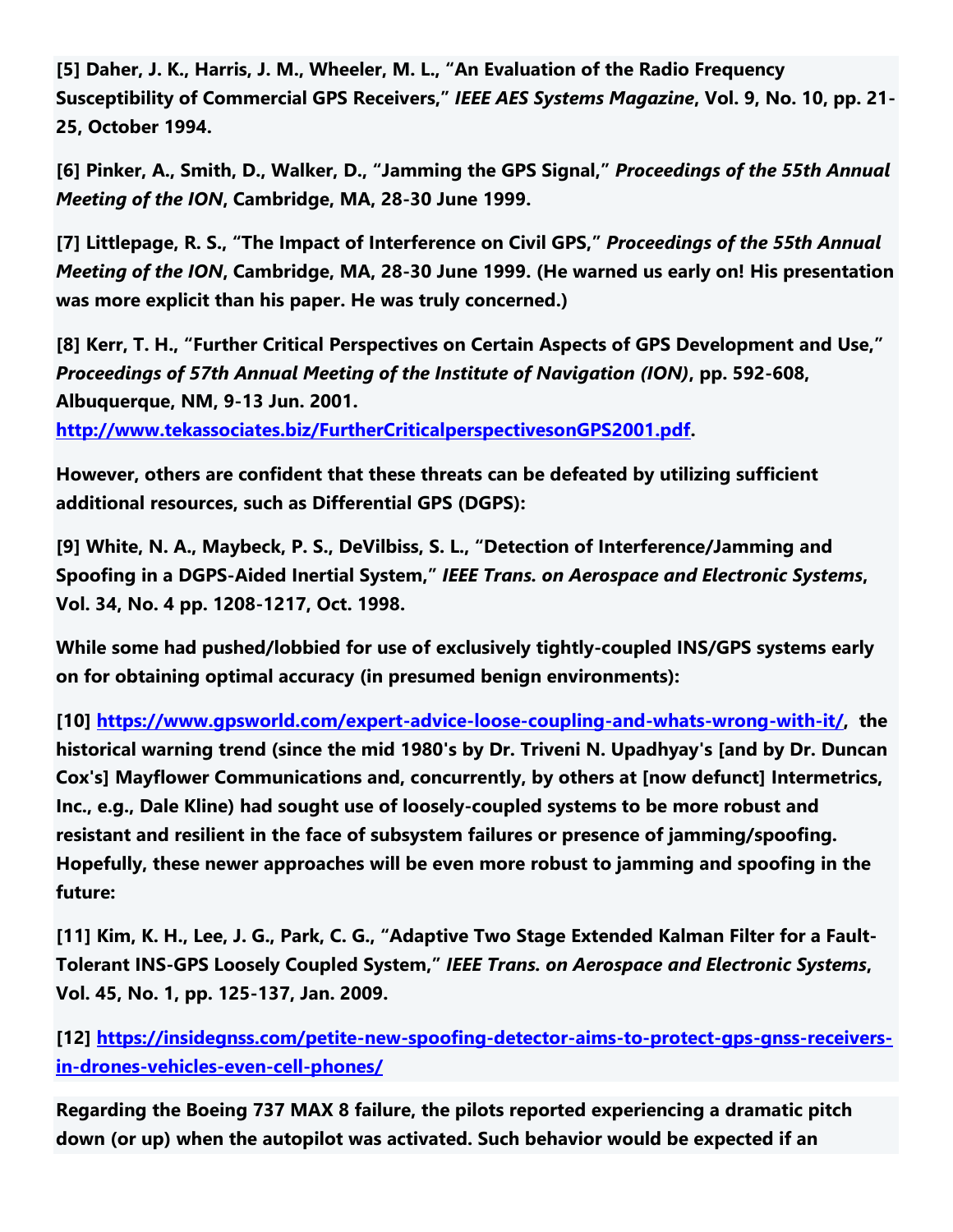**[5] Daher, J. K., Harris, J. M., Wheeler, M. L., "An Evaluation of the Radio Frequency Susceptibility of Commercial GPS Receivers," *IEEE AES Systems Magazine*, Vol. 9, No. 10, pp. 21-25, October 1994.**

**[6] Pinker, A., Smith, D., Walker, D., "Jamming the GPS Signal," *Proceedings of the 55th Annual Meeting of the ION*, Cambridge, MA, 28-30 June 1999.**

**[7] Littlepage, R. S., "The Impact of Interference on Civil GPS," *Proceedings of the 55th Annual Meeting of the ION*, Cambridge, MA, 28-30 June 1999. (He warned us early on! His presentation was more explicit than his paper. He was truly concerned.)**

**[8] Kerr, T. H., "Further Critical Perspectives on Certain Aspects of GPS Development and Use," *Proceedings of 57th Annual Meeting of the Institute of Navigation (ION)*, pp. 592-608, Albuquerque, NM, 9-13 Jun. 2001. [http://www.tekassociates.biz/FurtherCriticalperspectivesonGPS2001.pdf](http://www.tekassociates.biz/FurtherCriticalperspectivesonGPS2001.pdf).**

**However, others are confident that these threats can be defeated by utilizing sufficient additional resources, such as Differential GPS (DGPS):**

**[9] White, N. A., Maybeck, P. S., DeVilbiss, S. L., "Detection of Interference/Jamming and Spoofing in a DGPS-Aided Inertial System," *IEEE Trans. on Aerospace and Electronic Systems*, Vol. 34, No. 4 pp. 1208-1217, Oct. 1998.**

**While some had pushed/lobbied for use of exclusively tightly-coupled INS/GPS systems early on for obtaining optimal accuracy (in presumed benign environments):**

**[10] [https://www.gpsworld.com/expert-advice-loose-coupling-and-whats-wrong-with-it/](https://www.gpsworld.com/expert-advice-loose-coupling-and-whats-wrong-with-it/), the historical warning trend (since the mid 1980's by Dr. Triveni N. Upadhyay's [and by Dr. Duncan Cox's] Mayflower Communications and, concurrently, by others at [now defunct] Intermetrics, Inc., e.g., Dale Kline) had sought use of loosely-coupled systems to be more robust and resistant and resilient in the face of subsystem failures or presence of jamming/spoofing. Hopefully, these newer approaches will be even more robust to jamming and spoofing in the future:**

**[11] Kim, K. H., Lee, J. G., Park, C. G., "Adaptive Two Stage Extended Kalman Filter for a Fault-Tolerant INS-GPS Loosely Coupled System," *IEEE Trans. on Aerospace and Electronic Systems*, Vol. 45, No. 1, pp. 125-137, Jan. 2009.**

**[12] [https://insidegnss.com/petite-new-spoofing-detector-aims-to-protect-gps-gnss-receivers-in-drones-vehicles-even-cell-phones/](https://insidegnss.com/petite-new-spoofing-detector-aims-to-protect-gps-gnss-receivers-in-drones-vehicles-even-cell-phones/)**

**Regarding the Boeing 737 MAX 8 failure, the pilots reported experiencing a dramatic pitch down (or up) when the autopilot was activated. Such behavior would be expected if an**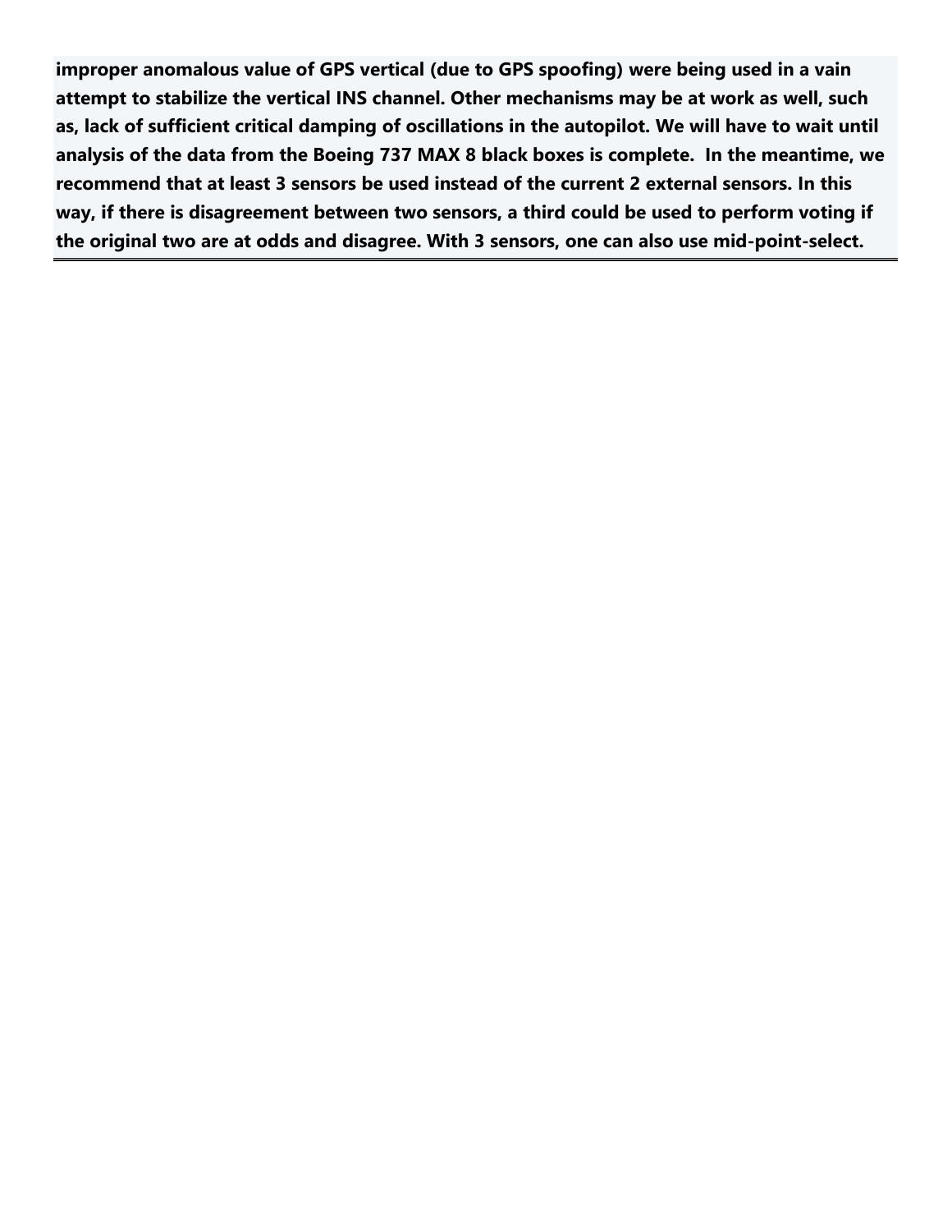**improper anomalous value of GPS vertical (due to GPS spoofing) were being used in a vain attempt to stabilize the vertical INS channel. Other mechanisms may be at work as well, such as, lack of sufficient critical damping of oscillations in the autopilot. We will have to wait until analysis of the data from the Boeing 737 MAX 8 black boxes is complete. In the meantime, we recommend that at least 3 sensors be used instead of the current 2 external sensors. In this way, if there is disagreement between two sensors, a third could be used to perform voting if the original two are at odds and disagree. With 3 sensors, one can also use mid-point-select.**